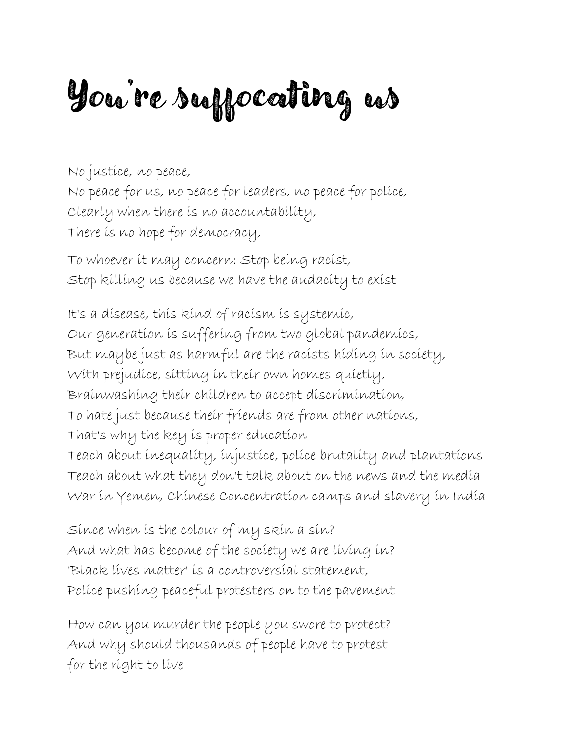# You're suffocating us

No justice, no peace,
No peace for us, no peace for leaders, no peace for police,
Clearly when there is no accountability,
There is no hope for democracy,

To whoever it may concern: Stop being racist,
Stop killing us because we have the audacity to exist

It's a disease, this kind of racism is systemic,
Our generation is suffering from two global pandemics,
But maybe just as harmful are the racists hiding in society,
With prejudice, sitting in their own homes quietly,
Brainwashing their children to accept discrimination,
To hate just because their friends are from other nations,
That's why the key is proper education
Teach about inequality, injustice, police brutality and plantations
Teach about what they don't talk about on the news and the media
War in Yemen, Chinese Concentration camps and slavery in India

Since when is the colour of my skin a sin?
And what has become of the society we are living in?
'Black lives matter' is a controversial statement,
Police pushing peaceful protesters on to the pavement

How can you murder the people you swore to protect?
And why should thousands of people have to protest
for the right to live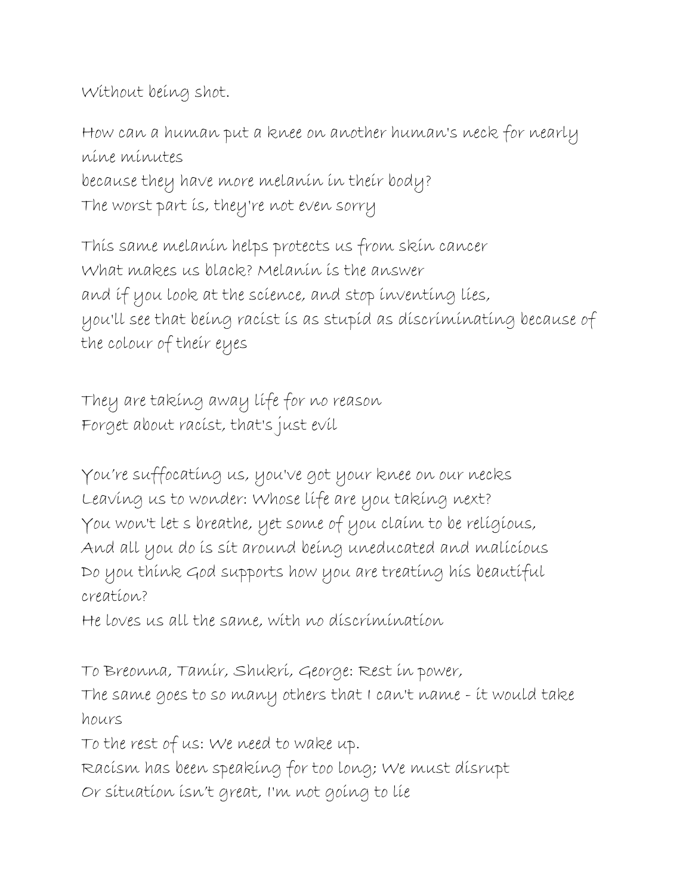Without being shot.

How can a human put a knee on another human's neck for nearly nine minutes
because they have more melanin in their body?
The worst part is, they're not even sorry

This same melanin helps protects us from skin cancer
What makes us black? Melanin is the answer
and if you look at the science, and stop inventing lies,
you'll see that being racist is as stupid as discriminating because of the colour of their eyes

They are taking away life for no reason
Forget about racist, that's just evil

You're suffocating us, you've got your knee on our necks
Leaving us to wonder: Whose life are you taking next?
You won't let s breathe, yet some of you claim to be religious,
And all you do is sit around being uneducated and malicious
Do you think God supports how you are treating his beautiful creation?
He loves us all the same, with no discrimination

To Breonna, Tamir, Shukri, George: Rest in power,
The same goes to so many others that I can't name - it would take hours
To the rest of us: We need to wake up.
Racism has been speaking for too long; We must disrupt
Or situation isn't great, I'm not going to lie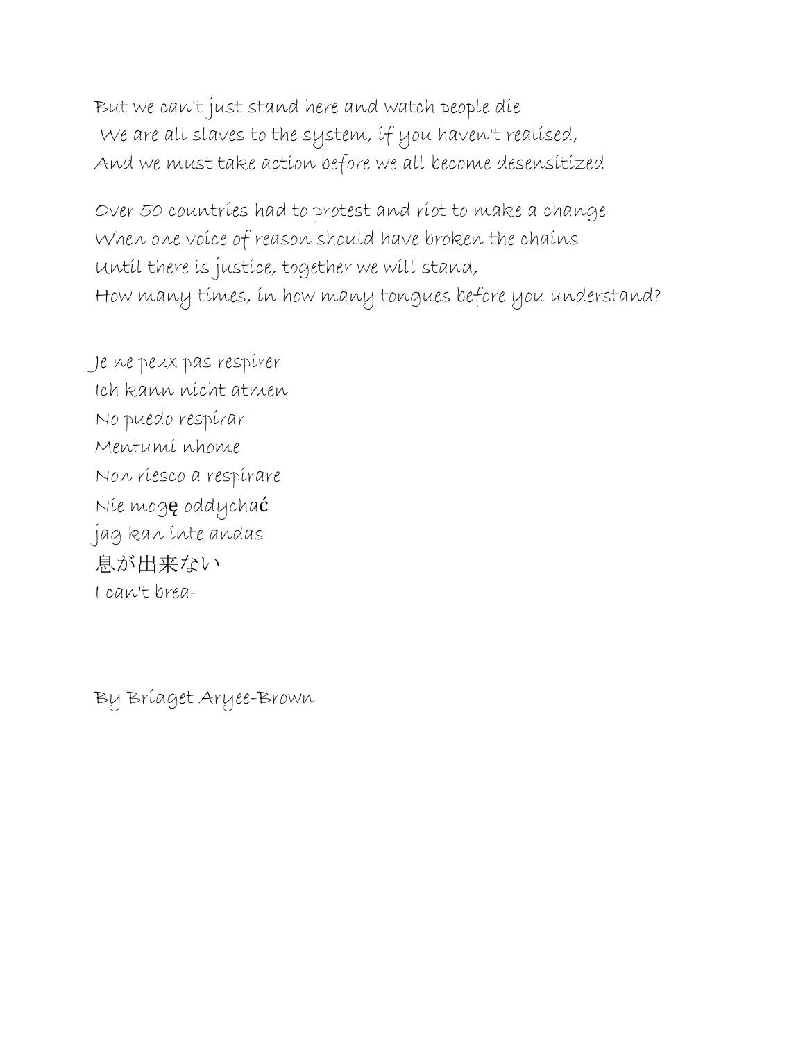But we can't just stand here and watch people die
We are all slaves to the system, if you haven't realised,
And we must take action before we all become desensitized

Over 50 countries had to protest and riot to make a change
When one voice of reason should have broken the chains
Until there is justice, together we will stand,
How many times, in how many tongues before you understand?

Je ne peux pas respirer
Ich kann nicht atmen
No puedo respirar
Mentumi nhome
Non riesco a respirare
Nie mogę oddychać
jag kan inte andas
息が出来ない
I can't brea-

By Bridget Aryee-Brown